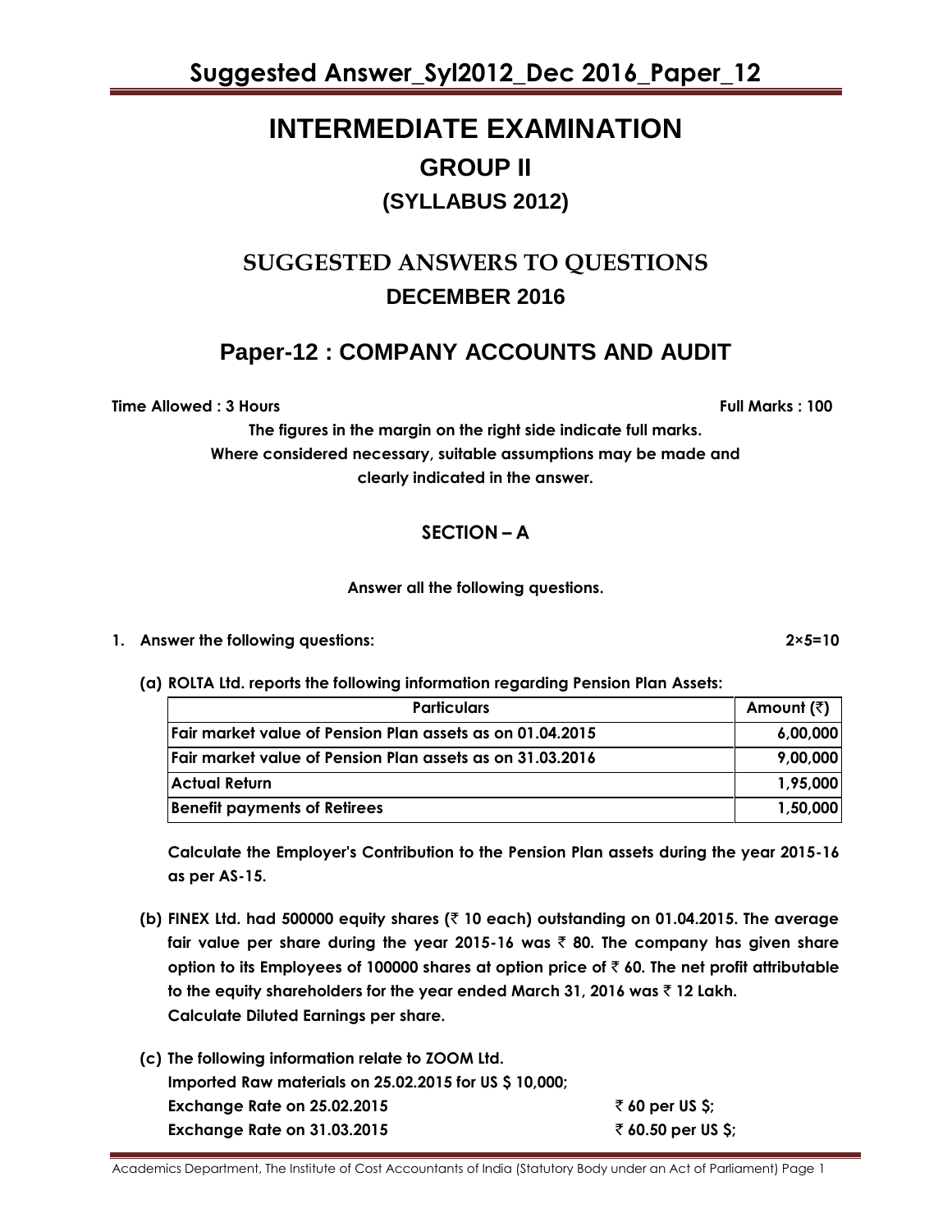# INTERMEDIATE EXAMINATION

## GROUP II

## (SYLLABUS 2012)

## SUGGESTED ANSWERS TO QUESTIONS

## DECEMBER 2016

## Paper-12 : COMPANY ACCOUNTS AND AUDIT

**Time Allowed : 3 Hours** **Full Marks : 100**

**The figures in the margin on the right side indicate full marks.**
**Where considered necessary, suitable assumptions may be made and clearly indicated in the answer.**

### SECTION – A

**Answer all the following questions.**

**1. Answer the following questions: 2×5=10**

**(a) ROLTA Ltd. reports the following information regarding Pension Plan Assets:**

| Particulars | Amount (₹) |
|---|---|
| Fair market value of Pension Plan assets as on 01.04.2015 | 6,00,000 |
| Fair market value of Pension Plan assets as on 31.03.2016 | 9,00,000 |
| Actual Return | 1,95,000 |
| Benefit payments of Retirees | 1,50,000 |

**Calculate the Employer's Contribution to the Pension Plan assets during the year 2015-16 as per AS-15.**

**(b) FINEX Ltd. had 500000 equity shares (₹ 10 each) outstanding on 01.04.2015. The average fair value per share during the year 2015-16 was ₹ 80. The company has given share option to its Employees of 100000 shares at option price of ₹ 60. The net profit attributable to the equity shareholders for the year ended March 31, 2016 was ₹ 12 Lakh. Calculate Diluted Earnings per share.**

**(c) The following information relate to ZOOM Ltd.**
**Imported Raw materials on 25.02.2015 for US $ 10,000;**
**Exchange Rate on 25.02.2015 ₹ 60 per US $;**
**Exchange Rate on 31.03.2015 ₹ 60.50 per US $;**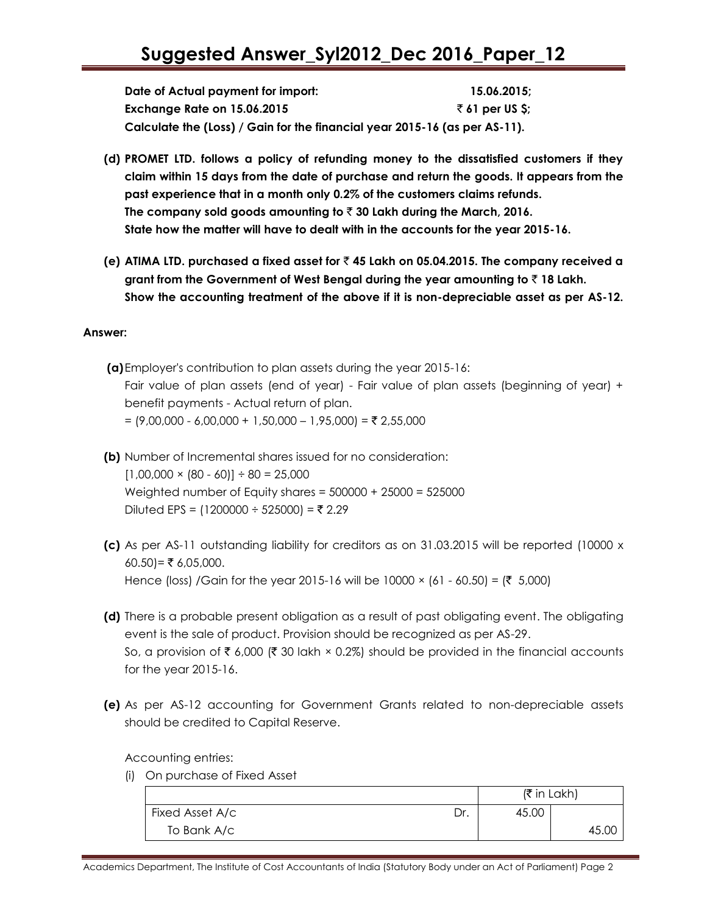**Date of Actual payment for import: 15.06.2015;**
**Exchange Rate on 15.06.2015 ₹ 61 per US $;**
**Calculate the (Loss) / Gain for the financial year 2015-16 (as per AS-11).**

**(d) PROMET LTD. follows a policy of refunding money to the dissatisfied customers if they claim within 15 days from the date of purchase and return the goods. It appears from the past experience that in a month only 0.2% of the customers claims refunds.**
**The company sold goods amounting to ₹ 30 Lakh during the March, 2016.**
**State how the matter will have to dealt with in the accounts for the year 2015-16.**

**(e) ATIMA LTD. purchased a fixed asset for ₹ 45 Lakh on 05.04.2015. The company received a grant from the Government of West Bengal during the year amounting to ₹ 18 Lakh.**
**Show the accounting treatment of the above if it is non-depreciable asset as per AS-12.**

**Answer:**

**(a)** Employer's contribution to plan assets during the year 2015-16:
Fair value of plan assets (end of year) - Fair value of plan assets (beginning of year) + benefit payments - Actual return of plan.
= (9,00,000 - 6,00,000 + 1,50,000 – 1,95,000) = ₹ 2,55,000

**(b)** Number of Incremental shares issued for no consideration:
[1,00,000 × (80 - 60)] ÷ 80 = 25,000
Weighted number of Equity shares = 500000 + 25000 = 525000
Diluted EPS = (1200000 ÷ 525000) = ₹ 2.29

**(c)** As per AS-11 outstanding liability for creditors as on 31.03.2015 will be reported (10000 x 60.50)= ₹ 6,05,000.
Hence (loss) /Gain for the year 2015-16 will be 10000 × (61 - 60.50) = (₹ 5,000)

**(d)** There is a probable present obligation as a result of past obligating event. The obligating event is the sale of product. Provision should be recognized as per AS-29.
So, a provision of ₹ 6,000 (₹ 30 lakh × 0.2%) should be provided in the financial accounts for the year 2015-16.

**(e)** As per AS-12 accounting for Government Grants related to non-depreciable assets should be credited to Capital Reserve.

Accounting entries:

(i) On purchase of Fixed Asset

| | | (₹ in Lakh) | |
|---|---|---|---|
| Fixed Asset A/c | Dr. | 45.00 | |
| To Bank A/c | | | 45.00 |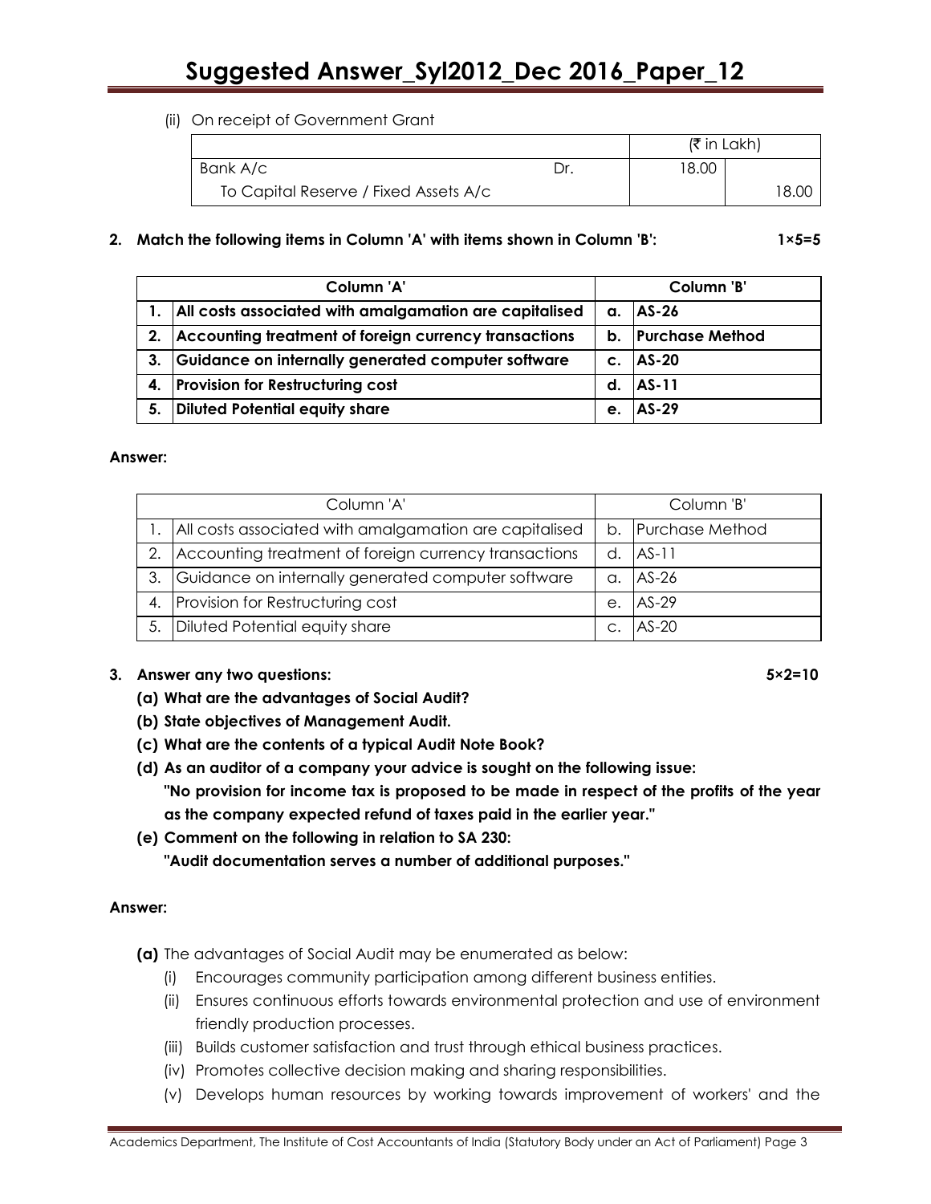(ii) On receipt of Government Grant

| | | (₹ in Lakh) | |
|---|---|---|---|
| Bank A/c | Dr. | 18.00 | |
| To Capital Reserve / Fixed Assets A/c | | | 18.00 |

**2. Match the following items in Column 'A' with items shown in Column 'B':** **1×5=5**

| | Column 'A' | | Column 'B' |
|---|---|---|---|
| **1.** | **All costs associated with amalgamation are capitalised** | **a.** | **AS-26** |
| **2.** | **Accounting treatment of foreign currency transactions** | **b.** | **Purchase Method** |
| **3.** | **Guidance on internally generated computer software** | **c.** | **AS-20** |
| **4.** | **Provision for Restructuring cost** | **d.** | **AS-11** |
| **5.** | **Diluted Potential equity share** | **e.** | **AS-29** |

**Answer:**

| | Column 'A' | | Column 'B' |
|---|---|---|---|
| 1. | All costs associated with amalgamation are capitalised | b. | Purchase Method |
| 2. | Accounting treatment of foreign currency transactions | d. | AS-11 |
| 3. | Guidance on internally generated computer software | a. | AS-26 |
| 4. | Provision for Restructuring cost | e. | AS-29 |
| 5. | Diluted Potential equity share | c. | AS-20 |

**3. Answer any two questions:** **5×2=10**

**(a) What are the advantages of Social Audit?**

**(b) State objectives of Management Audit.**

**(c) What are the contents of a typical Audit Note Book?**

**(d) As an auditor of a company your advice is sought on the following issue: "No provision for income tax is proposed to be made in respect of the profits of the year as the company expected refund of taxes paid in the earlier year."**

**(e) Comment on the following in relation to SA 230: "Audit documentation serves a number of additional purposes."**

**Answer:**

**(a)** The advantages of Social Audit may be enumerated as below:

(i) Encourages community participation among different business entities.

(ii) Ensures continuous efforts towards environmental protection and use of environment friendly production processes.

(iii) Builds customer satisfaction and trust through ethical business practices.

(iv) Promotes collective decision making and sharing responsibilities.

(v) Develops human resources by working towards improvement of workers' and the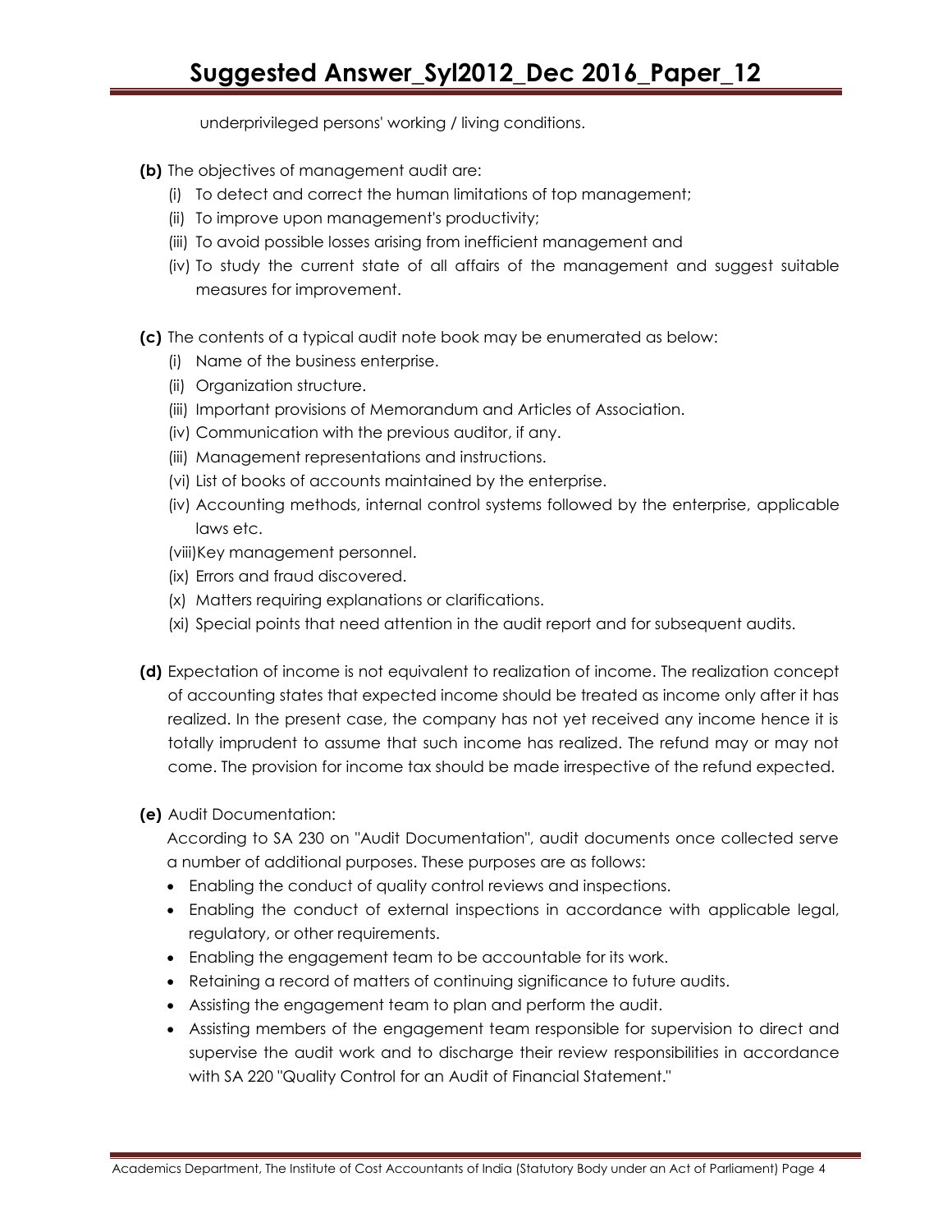underprivileged persons' working / living conditions.

**(b)** The objectives of management audit are:

(i) To detect and correct the human limitations of top management;
(ii) To improve upon management's productivity;
(iii) To avoid possible losses arising from inefficient management and
(iv) To study the current state of all affairs of the management and suggest suitable measures for improvement.

**(c)** The contents of a typical audit note book may be enumerated as below:

(i) Name of the business enterprise.
(ii) Organization structure.
(iii) Important provisions of Memorandum and Articles of Association.
(iv) Communication with the previous auditor, if any.
(iii) Management representations and instructions.
(vi) List of books of accounts maintained by the enterprise.
(iv) Accounting methods, internal control systems followed by the enterprise, applicable laws etc.
(viii) Key management personnel.
(ix) Errors and fraud discovered.
(x) Matters requiring explanations or clarifications.
(xi) Special points that need attention in the audit report and for subsequent audits.

**(d)** Expectation of income is not equivalent to realization of income. The realization concept of accounting states that expected income should be treated as income only after it has realized. In the present case, the company has not yet received any income hence it is totally imprudent to assume that such income has realized. The refund may or may not come. The provision for income tax should be made irrespective of the refund expected.

**(e)** Audit Documentation:

According to SA 230 on "Audit Documentation", audit documents once collected serve a number of additional purposes. These purposes are as follows:

- Enabling the conduct of quality control reviews and inspections.
- Enabling the conduct of external inspections in accordance with applicable legal, regulatory, or other requirements.
- Enabling the engagement team to be accountable for its work.
- Retaining a record of matters of continuing significance to future audits.
- Assisting the engagement team to plan and perform the audit.
- Assisting members of the engagement team responsible for supervision to direct and supervise the audit work and to discharge their review responsibilities in accordance with SA 220 "Quality Control for an Audit of Financial Statement."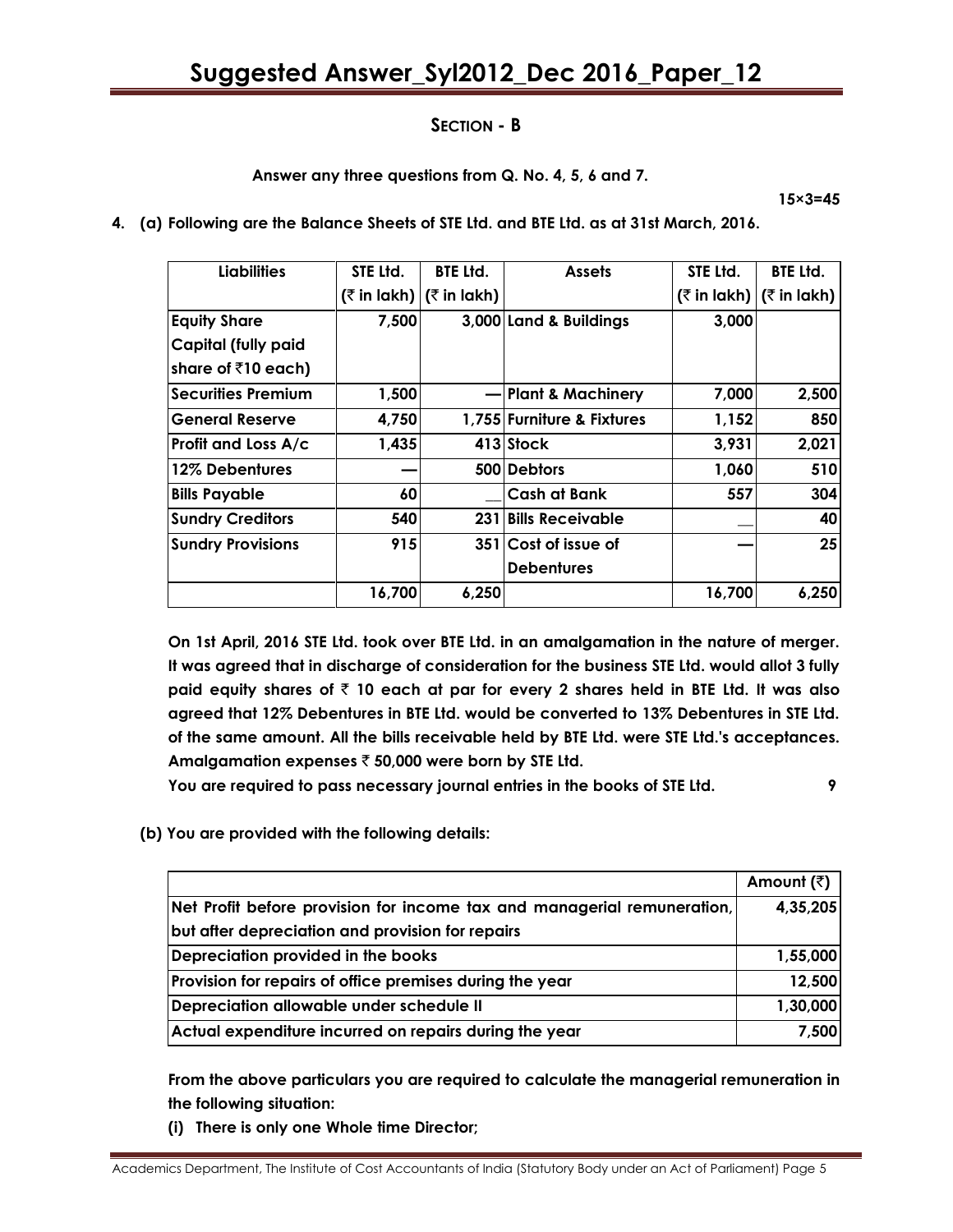## SECTION - B

**Answer any three questions from Q. No. 4, 5, 6 and 7.**

**15×3=45**

**4. (a) Following are the Balance Sheets of STE Ltd. and BTE Ltd. as at 31st March, 2016.**

| Liabilities | STE Ltd. (₹ in lakh) | BTE Ltd. (₹ in lakh) | Assets | STE Ltd. (₹ in lakh) | BTE Ltd. (₹ in lakh) |
|---|---|---|---|---|---|
| Equity Share Capital (fully paid share of ₹10 each) | 7,500 | 3,000 | Land & Buildings | 3,000 | |
| Securities Premium | 1,500 | — | Plant & Machinery | 7,000 | 2,500 |
| General Reserve | 4,750 | 1,755 | Furniture & Fixtures | 1,152 | 850 |
| Profit and Loss A/c | 1,435 | 413 | Stock | 3,931 | 2,021 |
| 12% Debentures | — | 500 | Debtors | 1,060 | 510 |
| Bills Payable | 60 | __ | Cash at Bank | 557 | 304 |
| Sundry Creditors | 540 | 231 | Bills Receivable | __ | 40 |
| Sundry Provisions | 915 | 351 | Cost of issue of Debentures | — | 25 |
| | 16,700 | 6,250 | | 16,700 | 6,250 |

**On 1st April, 2016 STE Ltd. took over BTE Ltd. in an amalgamation in the nature of merger. It was agreed that in discharge of consideration for the business STE Ltd. would allot 3 fully paid equity shares of ₹ 10 each at par for every 2 shares held in BTE Ltd. It was also agreed that 12% Debentures in BTE Ltd. would be converted to 13% Debentures in STE Ltd. of the same amount. All the bills receivable held by BTE Ltd. were STE Ltd.'s acceptances. Amalgamation expenses ₹ 50,000 were born by STE Ltd.**

**You are required to pass necessary journal entries in the books of STE Ltd.** **9**

**(b) You are provided with the following details:**

| | Amount (₹) |
|---|---|
| Net Profit before provision for income tax and managerial remuneration, but after depreciation and provision for repairs | 4,35,205 |
| Depreciation provided in the books | 1,55,000 |
| Provision for repairs of office premises during the year | 12,500 |
| Depreciation allowable under schedule II | 1,30,000 |
| Actual expenditure incurred on repairs during the year | 7,500 |

**From the above particulars you are required to calculate the managerial remuneration in the following situation:**

**(i) There is only one Whole time Director;**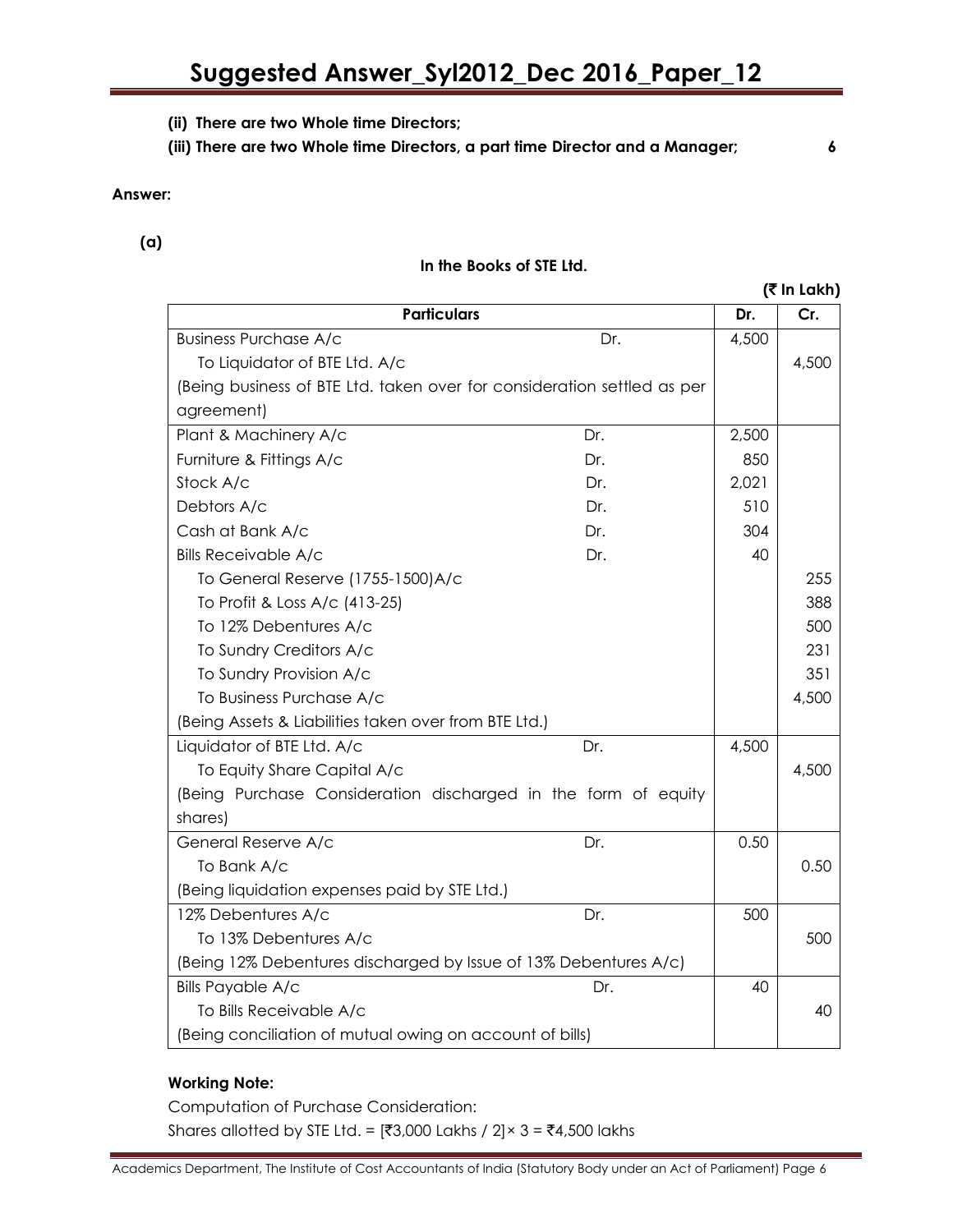**(ii) There are two Whole time Directors;**

**(iii) There are two Whole time Directors, a part time Director and a Manager;** **6**

**Answer:**

**(a)**

**In the Books of STE Ltd.**

**(₹ In Lakh)**

| Particulars | | Dr. | Cr. |
|---|---|---|---|
| Business Purchase A/c | Dr. | 4,500 | |
| To Liquidator of BTE Ltd. A/c | | | 4,500 |
| (Being business of BTE Ltd. taken over for consideration settled as per agreement) | | | |
| Plant & Machinery A/c | Dr. | 2,500 | |
| Furniture & Fittings A/c | Dr. | 850 | |
| Stock A/c | Dr. | 2,021 | |
| Debtors A/c | Dr. | 510 | |
| Cash at Bank A/c | Dr. | 304 | |
| Bills Receivable A/c | Dr. | 40 | |
| To General Reserve (1755-1500)A/c | | | 255 |
| To Profit & Loss A/c (413-25) | | | 388 |
| To 12% Debentures A/c | | | 500 |
| To Sundry Creditors A/c | | | 231 |
| To Sundry Provision A/c | | | 351 |
| To Business Purchase A/c | | | 4,500 |
| (Being Assets & Liabilities taken over from BTE Ltd.) | | | |
| Liquidator of BTE Ltd. A/c | Dr. | 4,500 | |
| To Equity Share Capital A/c | | | 4,500 |
| (Being Purchase Consideration discharged in the form of equity shares) | | | |
| General Reserve A/c | Dr. | 0.50 | |
| To Bank A/c | | | 0.50 |
| (Being liquidation expenses paid by STE Ltd.) | | | |
| 12% Debentures A/c | Dr. | 500 | |
| To 13% Debentures A/c | | | 500 |
| (Being 12% Debentures discharged by Issue of 13% Debentures A/c) | | | |
| Bills Payable A/c | Dr. | 40 | |
| To Bills Receivable A/c | | | 40 |
| (Being conciliation of mutual owing on account of bills) | | | |

**Working Note:**

Computation of Purchase Consideration:

Shares allotted by STE Ltd. = [₹3,000 Lakhs / 2]× 3 = ₹4,500 lakhs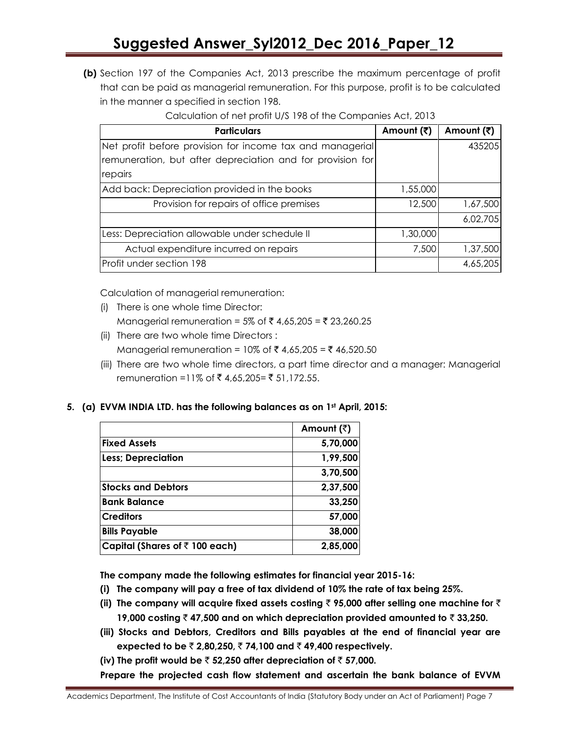**(b)** Section 197 of the Companies Act, 2013 prescribe the maximum percentage of profit that can be paid as managerial remuneration. For this purpose, profit is to be calculated in the manner a specified in section 198.

Calculation of net profit U/S 198 of the Companies Act, 2013

| Particulars | Amount (₹) | Amount (₹) |
|---|---|---|
| Net profit before provision for income tax and managerial remuneration, but after depreciation and for provision for repairs | | 435205 |
| Add back: Depreciation provided in the books | 1,55,000 | |
| Provision for repairs of office premises | 12,500 | 1,67,500 |
| | | 6,02,705 |
| Less: Depreciation allowable under schedule II | 1,30,000 | |
| Actual expenditure incurred on repairs | 7,500 | 1,37,500 |
| Profit under section 198 | | 4,65,205 |

Calculation of managerial remuneration:

(i) There is one whole time Director:
Managerial remuneration = 5% of ₹ 4,65,205 = ₹ 23,260.25

(ii) There are two whole time Directors :
Managerial remuneration = 10% of ₹ 4,65,205 = ₹ 46,520.50

(iii) There are two whole time directors, a part time director and a manager: Managerial remuneration =11% of ₹ 4,65,205= ₹ 51,172.55.

**5. (a) EVVM INDIA LTD. has the following balances as on 1st April, 2015:**

| | Amount (₹) |
|---|---|
| **Fixed Assets** | **5,70,000** |
| **Less; Depreciation** | **1,99,500** |
| | **3,70,500** |
| **Stocks and Debtors** | **2,37,500** |
| **Bank Balance** | **33,250** |
| **Creditors** | **57,000** |
| **Bills Payable** | **38,000** |
| **Capital (Shares of ₹ 100 each)** | **2,85,000** |

**The company made the following estimates for financial year 2015-16:**

**(i) The company will pay a free of tax dividend of 10% the rate of tax being 25%.**

**(ii) The company will acquire fixed assets costing ₹ 95,000 after selling one machine for ₹ 19,000 costing ₹ 47,500 and on which depreciation provided amounted to ₹ 33,250.**

**(iii) Stocks and Debtors, Creditors and Bills payables at the end of financial year are expected to be ₹ 2,80,250, ₹ 74,100 and ₹ 49,400 respectively.**

**(iv) The profit would be ₹ 52,250 after depreciation of ₹ 57,000.**

**Prepare the projected cash flow statement and ascertain the bank balance of EVVM**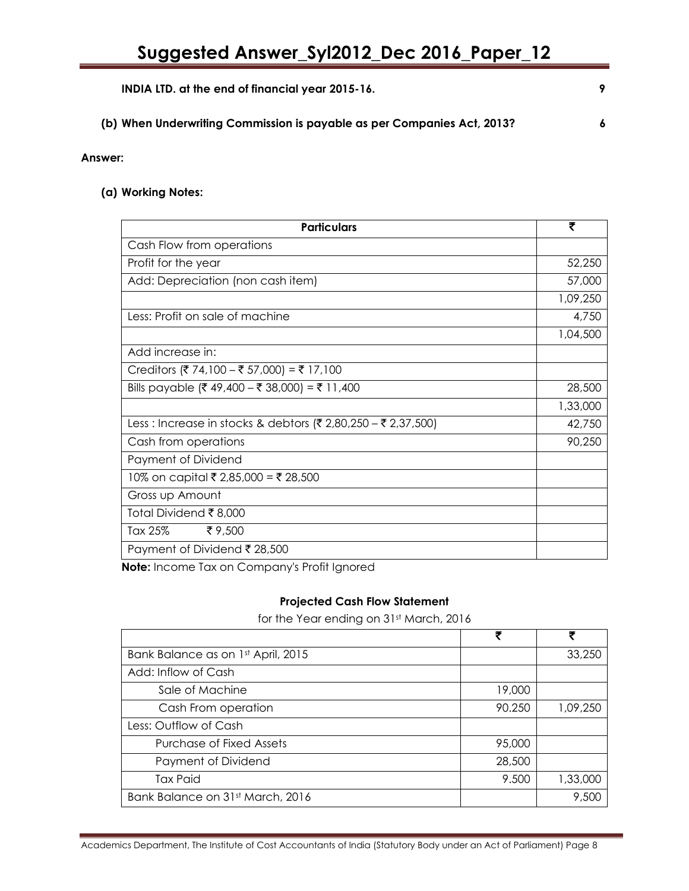**INDIA LTD. at the end of financial year 2015-16.** **9**

**(b) When Underwriting Commission is payable as per Companies Act, 2013?** **6**

**Answer:**

**(a) Working Notes:**

| **Particulars** | **₹** |
|---|---|
| Cash Flow from operations | |
| Profit for the year | 52,250 |
| Add: Depreciation (non cash item) | 57,000 |
| | 1,09,250 |
| Less: Profit on sale of machine | 4,750 |
| | 1,04,500 |
| Add increase in: | |
| Creditors (₹ 74,100 – ₹ 57,000) = ₹ 17,100 | |
| Bills payable (₹ 49,400 – ₹ 38,000) = ₹ 11,400 | 28,500 |
| | 1,33,000 |
| Less : Increase in stocks & debtors (₹ 2,80,250 – ₹ 2,37,500) | 42,750 |
| Cash from operations | 90,250 |
| Payment of Dividend | |
| 10% on capital ₹ 2,85,000 = ₹ 28,500 | |
| Gross up Amount | |
| Total Dividend ₹ 8,000 | |
| Tax 25% ₹ 9,500 | |
| Payment of Dividend ₹ 28,500 | |

**Note:** Income Tax on Company's Profit Ignored

**Projected Cash Flow Statement**

for the Year ending on 31st March, 2016

| | ₹ | ₹ |
|---|---|---|
| Bank Balance as on 1st April, 2015 | | 33,250 |
| Add: Inflow of Cash | | |
| Sale of Machine | 19,000 | |
| Cash From operation | 90.250 | 1,09,250 |
| Less: Outflow of Cash | | |
| Purchase of Fixed Assets | 95,000 | |
| Payment of Dividend | 28,500 | |
| Tax Paid | 9.500 | 1,33,000 |
| Bank Balance on 31st March, 2016 | | 9,500 |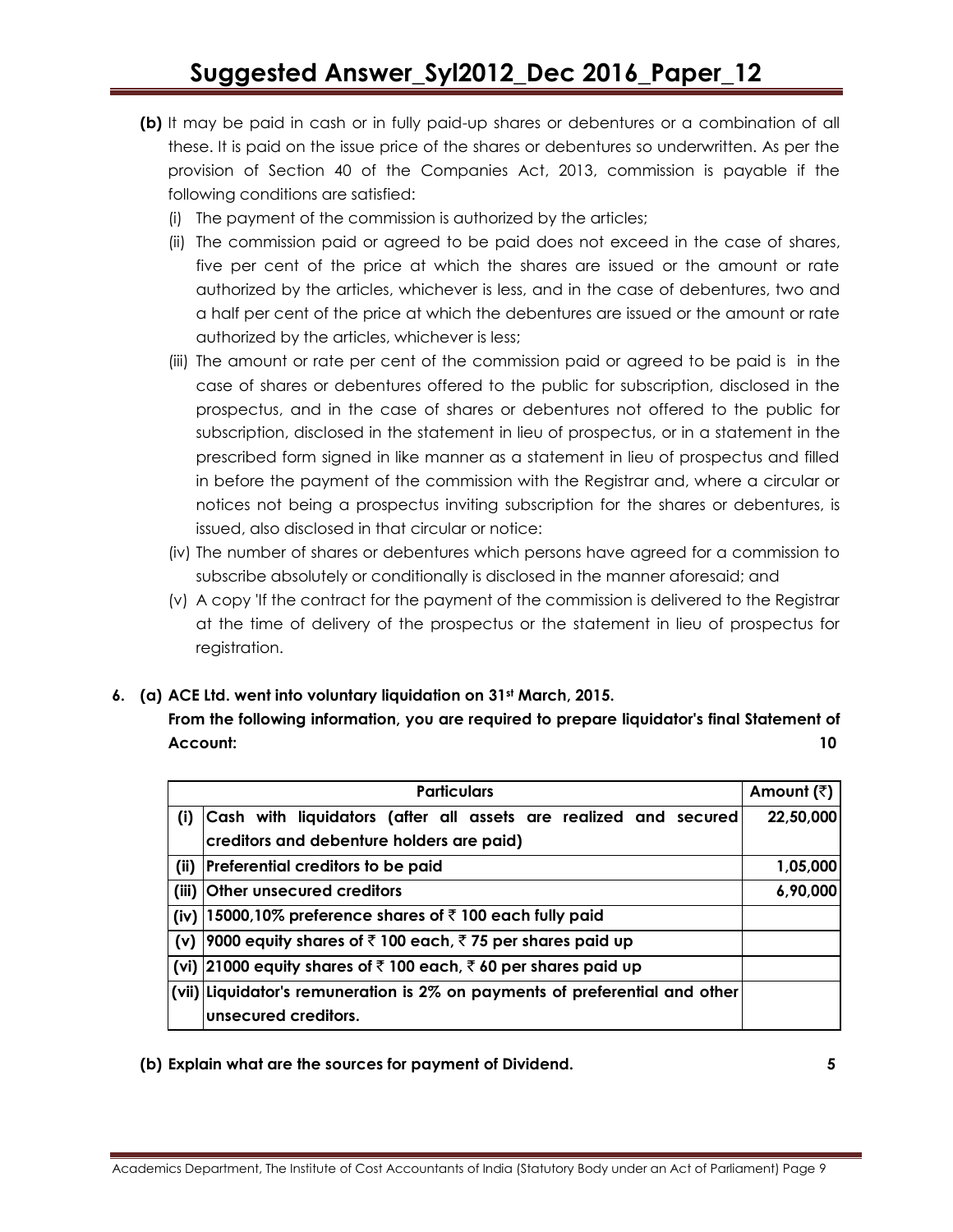**(b)** It may be paid in cash or in fully paid-up shares or debentures or a combination of all these. It is paid on the issue price of the shares or debentures so underwritten. As per the provision of Section 40 of the Companies Act, 2013, commission is payable if the following conditions are satisfied:

(i) The payment of the commission is authorized by the articles;

(ii) The commission paid or agreed to be paid does not exceed in the case of shares, five per cent of the price at which the shares are issued or the amount or rate authorized by the articles, whichever is less, and in the case of debentures, two and a half per cent of the price at which the debentures are issued or the amount or rate authorized by the articles, whichever is less;

(iii) The amount or rate per cent of the commission paid or agreed to be paid is in the case of shares or debentures offered to the public for subscription, disclosed in the prospectus, and in the case of shares or debentures not offered to the public for subscription, disclosed in the statement in lieu of prospectus, or in a statement in the prescribed form signed in like manner as a statement in lieu of prospectus and filled in before the payment of the commission with the Registrar and, where a circular or notices not being a prospectus inviting subscription for the shares or debentures, is issued, also disclosed in that circular or notice:

(iv) The number of shares or debentures which persons have agreed for a commission to subscribe absolutely or conditionally is disclosed in the manner aforesaid; and

(v) A copy 'If the contract for the payment of the commission is delivered to the Registrar at the time of delivery of the prospectus or the statement in lieu of prospectus for registration.

**6. (a) ACE Ltd. went into voluntary liquidation on 31st March, 2015.**

**From the following information, you are required to prepare liquidator's final Statement of Account: 10**

| | Particulars | Amount (₹) |
|---|---|---|
| (i) | Cash with liquidators (after all assets are realized and secured creditors and debenture holders are paid) | 22,50,000 |
| (ii) | Preferential creditors to be paid | 1,05,000 |
| (iii) | Other unsecured creditors | 6,90,000 |
| (iv) | 15000,10% preference shares of ₹ 100 each fully paid | |
| (v) | 9000 equity shares of ₹ 100 each, ₹ 75 per shares paid up | |
| (vi) | 21000 equity shares of ₹ 100 each, ₹ 60 per shares paid up | |
| (vii) | Liquidator's remuneration is 2% on payments of preferential and other unsecured creditors. | |

**(b) Explain what are the sources for payment of Dividend. 5**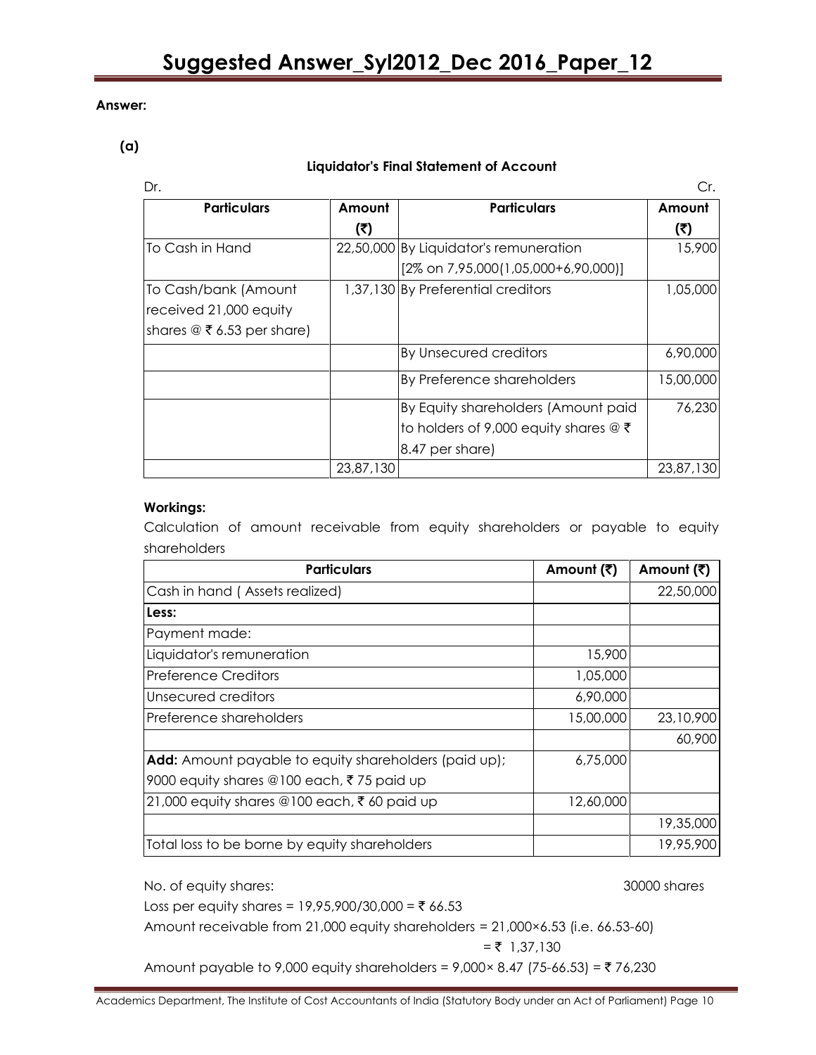**Answer:**

**(a)**

**Liquidator's Final Statement of Account**

| Dr. Particulars | Amount (₹) | Particulars | Amount (₹) Cr. |
|---|---|---|---|
| To Cash in Hand | 22,50,000 | By Liquidator's remuneration [2% on 7,95,000(1,05,000+6,90,000)] | 15,900 |
| To Cash/bank (Amount received 21,000 equity shares @ ₹ 6.53 per share) | 1,37,130 | By Preferential creditors | 1,05,000 |
| | | By Unsecured creditors | 6,90,000 |
| | | By Preference shareholders | 15,00,000 |
| | | By Equity shareholders (Amount paid to holders of 9,000 equity shares @ ₹ 8.47 per share) | 76,230 |
| | 23,87,130 | | 23,87,130 |

**Workings:**

Calculation of amount receivable from equity shareholders or payable to equity shareholders

| Particulars | Amount (₹) | Amount (₹) |
|---|---|---|
| Cash in hand ( Assets realized) | | 22,50,000 |
| **Less:** | | |
| Payment made: | | |
| Liquidator's remuneration | 15,900 | |
| Preference Creditors | 1,05,000 | |
| Unsecured creditors | 6,90,000 | |
| Preference shareholders | 15,00,000 | 23,10,900 |
| | | 60,900 |
| **Add:** Amount payable to equity shareholders (paid up); 9000 equity shares @100 each, ₹ 75 paid up | 6,75,000 | |
| 21,000 equity shares @100 each, ₹ 60 paid up | 12,60,000 | |
| | | 19,35,000 |
| Total loss to be borne by equity shareholders | | 19,95,900 |

No. of equity shares: 30000 shares

Loss per equity shares = 19,95,900/30,000 = ₹ 66.53

Amount receivable from 21,000 equity shareholders = 21,000×6.53 (i.e. 66.53-60)

= ₹ 1,37,130

Amount payable to 9,000 equity shareholders = 9,000× 8.47 (75-66.53) = ₹ 76,230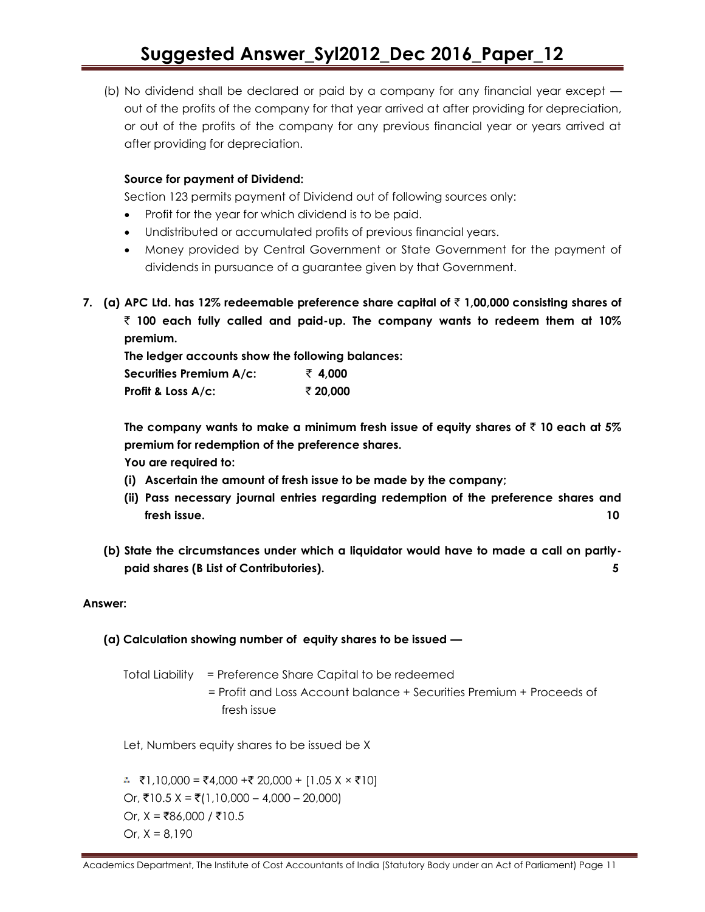(b) No dividend shall be declared or paid by a company for any financial year except — out of the profits of the company for that year arrived at after providing for depreciation, or out of the profits of the company for any previous financial year or years arrived at after providing for depreciation.

**Source for payment of Dividend:**

Section 123 permits payment of Dividend out of following sources only:

- Profit for the year for which dividend is to be paid.
- Undistributed or accumulated profits of previous financial years.
- Money provided by Central Government or State Government for the payment of dividends in pursuance of a guarantee given by that Government.

**7. (a) APC Ltd. has 12% redeemable preference share capital of ₹ 1,00,000 consisting shares of ₹ 100 each fully called and paid-up. The company wants to redeem them at 10% premium.**

**The ledger accounts show the following balances:**

| | |
|---|---|
| **Securities Premium A/c:** | **₹ 4,000** |
| **Profit & Loss A/c:** | **₹ 20,000** |

**The company wants to make a minimum fresh issue of equity shares of ₹ 10 each at 5% premium for redemption of the preference shares.**

**You are required to:**

**(i) Ascertain the amount of fresh issue to be made by the company;**

**(ii) Pass necessary journal entries regarding redemption of the preference shares and fresh issue.** **10**

**(b) State the circumstances under which a liquidator would have to made a call on partly-paid shares (B List of Contributories).** **5**

**Answer:**

**(a) Calculation showing number of equity shares to be issued —**

Total Liability = Preference Share Capital to be redeemed
= Profit and Loss Account balance + Securities Premium + Proceeds of fresh issue

Let, Numbers equity shares to be issued be X

∴ ₹1,10,000 = ₹4,000 +₹ 20,000 + [1.05 X × ₹10]
Or, ₹10.5 X = ₹(1,10,000 – 4,000 – 20,000)
Or, X = ₹86,000 / ₹10.5
Or, X = 8,190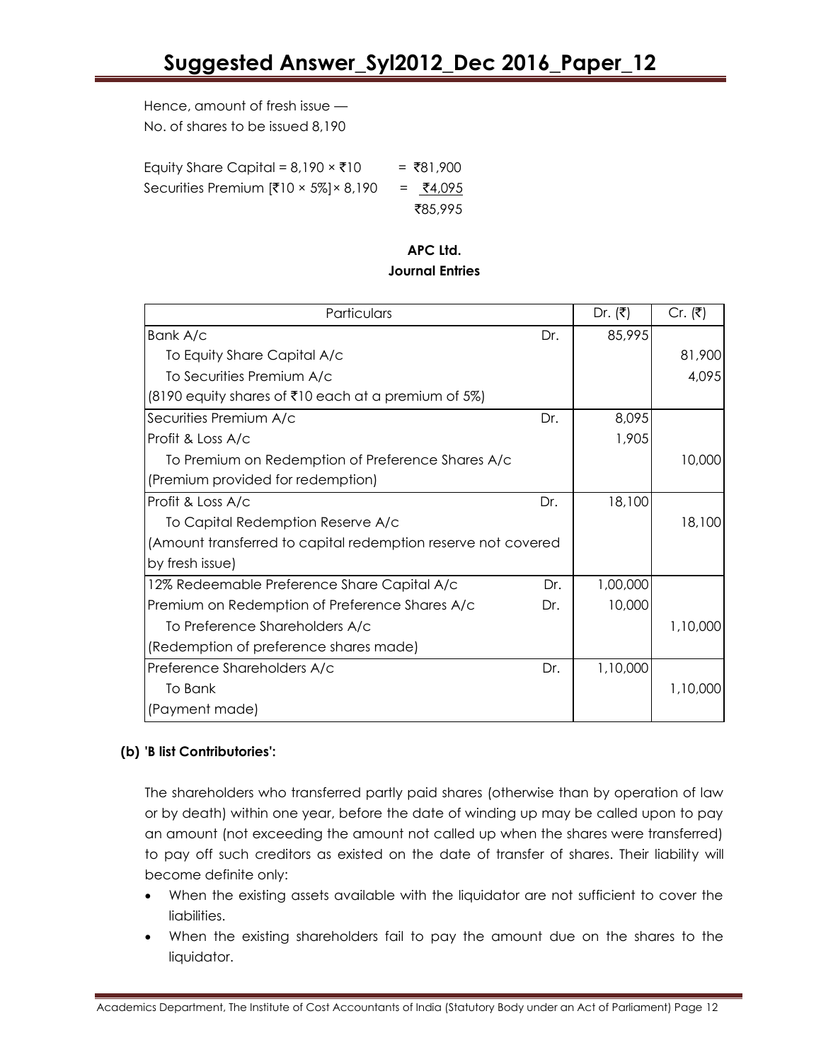Hence, amount of fresh issue —
No. of shares to be issued 8,190

Equity Share Capital = 8,190 × ₹10 = ₹81,900
Securities Premium [₹10 × 5%] × 8,190 = ₹4,095
₹85,995

**APC Ltd.**
**Journal Entries**

| Particulars | | Dr. (₹) | Cr. (₹) |
|---|---|---|---|
| Bank A/c | Dr. | 85,995 | |
| To Equity Share Capital A/c | | | 81,900 |
| To Securities Premium A/c | | | 4,095 |
| (8190 equity shares of ₹10 each at a premium of 5%) | | | |
| Securities Premium A/c | Dr. | 8,095 | |
| Profit & Loss A/c | | 1,905 | |
| To Premium on Redemption of Preference Shares A/c | | | 10,000 |
| (Premium provided for redemption) | | | |
| Profit & Loss A/c | Dr. | 18,100 | |
| To Capital Redemption Reserve A/c | | | 18,100 |
| (Amount transferred to capital redemption reserve not covered by fresh issue) | | | |
| 12% Redeemable Preference Share Capital A/c | Dr. | 1,00,000 | |
| Premium on Redemption of Preference Shares A/c | Dr. | 10,000 | |
| To Preference Shareholders A/c | | | 1,10,000 |
| (Redemption of preference shares made) | | | |
| Preference Shareholders A/c | Dr. | 1,10,000 | |
| To Bank | | | 1,10,000 |
| (Payment made) | | | |

**(b) 'B list Contributories':**

The shareholders who transferred partly paid shares (otherwise than by operation of law or by death) within one year, before the date of winding up may be called upon to pay an amount (not exceeding the amount not called up when the shares were transferred) to pay off such creditors as existed on the date of transfer of shares. Their liability will become definite only:

- When the existing assets available with the liquidator are not sufficient to cover the liabilities.
- When the existing shareholders fail to pay the amount due on the shares to the liquidator.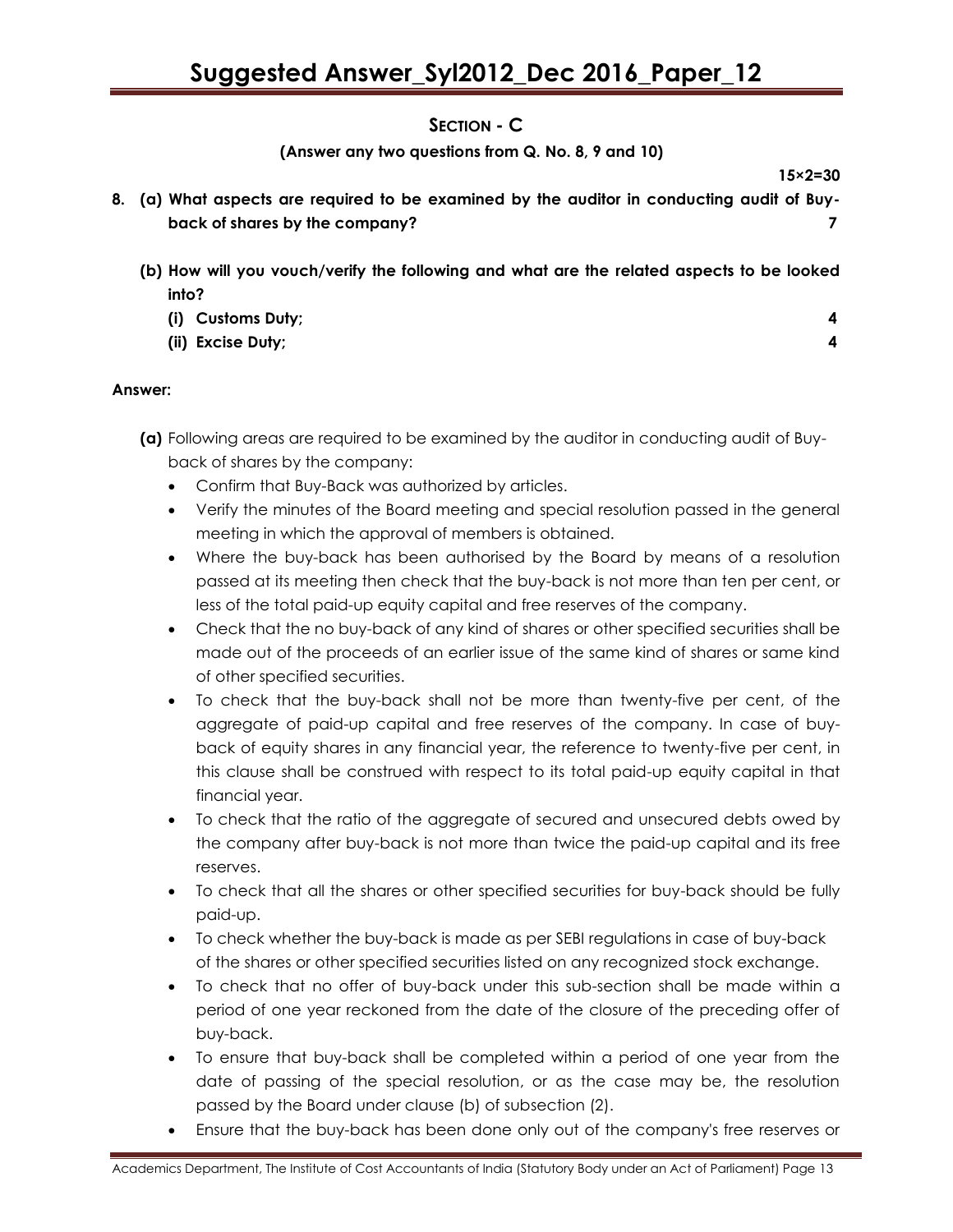## SECTION - C

**(Answer any two questions from Q. No. 8, 9 and 10)**

**15×2=30**

**8. (a) What aspects are required to be examined by the auditor in conducting audit of Buy-back of shares by the company? 7**

**(b) How will you vouch/verify the following and what are the related aspects to be looked into?**

**(i) Customs Duty; 4**

**(ii) Excise Duty; 4**

**Answer:**

**(a)** Following areas are required to be examined by the auditor in conducting audit of Buy-back of shares by the company:

- Confirm that Buy-Back was authorized by articles.
- Verify the minutes of the Board meeting and special resolution passed in the general meeting in which the approval of members is obtained.
- Where the buy-back has been authorised by the Board by means of a resolution passed at its meeting then check that the buy-back is not more than ten per cent, or less of the total paid-up equity capital and free reserves of the company.
- Check that the no buy-back of any kind of shares or other specified securities shall be made out of the proceeds of an earlier issue of the same kind of shares or same kind of other specified securities.
- To check that the buy-back shall not be more than twenty-five per cent, of the aggregate of paid-up capital and free reserves of the company. In case of buy-back of equity shares in any financial year, the reference to twenty-five per cent, in this clause shall be construed with respect to its total paid-up equity capital in that financial year.
- To check that the ratio of the aggregate of secured and unsecured debts owed by the company after buy-back is not more than twice the paid-up capital and its free reserves.
- To check that all the shares or other specified securities for buy-back should be fully paid-up.
- To check whether the buy-back is made as per SEBI regulations in case of buy-back of the shares or other specified securities listed on any recognized stock exchange.
- To check that no offer of buy-back under this sub-section shall be made within a period of one year reckoned from the date of the closure of the preceding offer of buy-back.
- To ensure that buy-back shall be completed within a period of one year from the date of passing of the special resolution, or as the case may be, the resolution passed by the Board under clause (b) of subsection (2).
- Ensure that the buy-back has been done only out of the company's free reserves or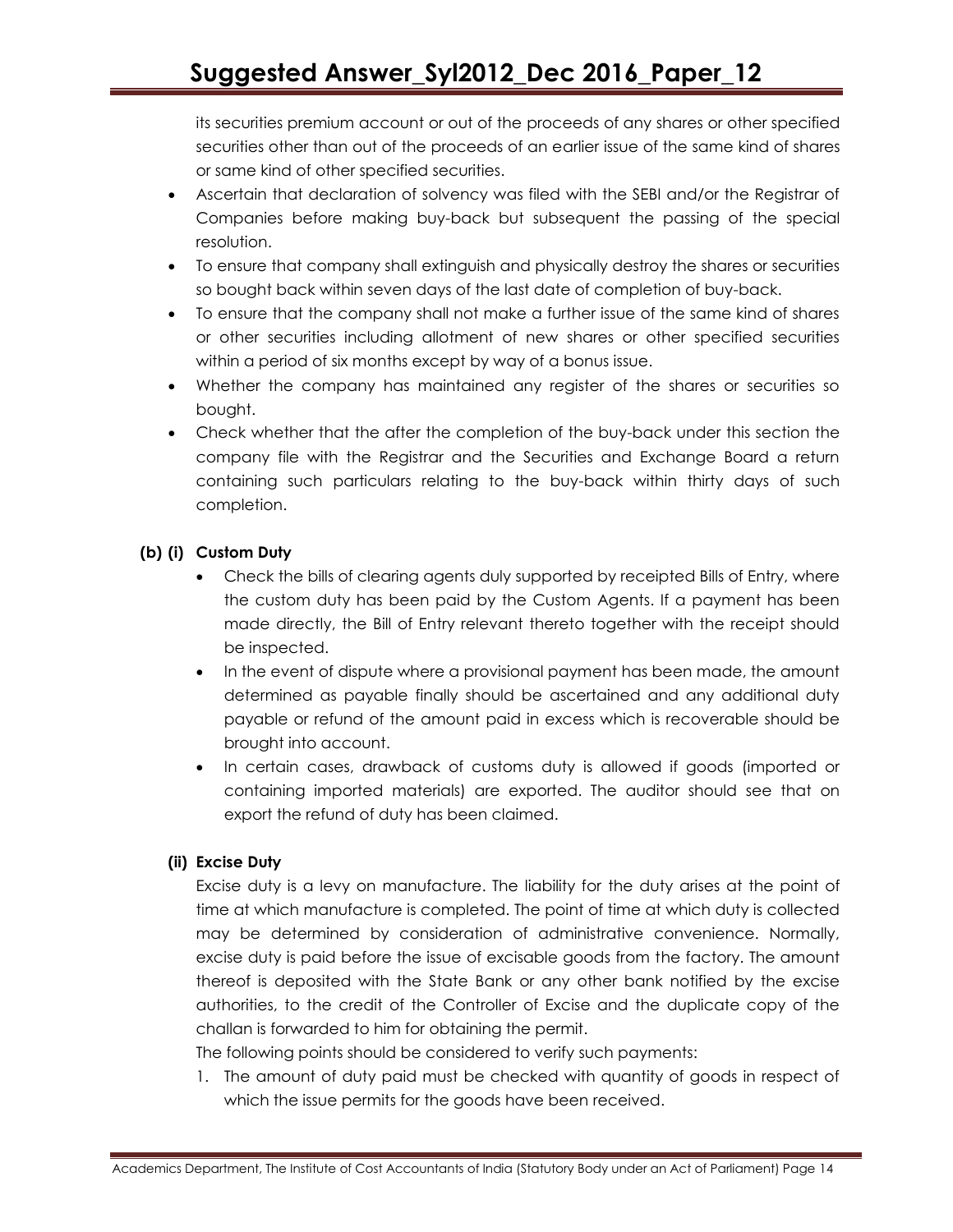its securities premium account or out of the proceeds of any shares or other specified securities other than out of the proceeds of an earlier issue of the same kind of shares or same kind of other specified securities.

- Ascertain that declaration of solvency was filed with the SEBI and/or the Registrar of Companies before making buy-back but subsequent the passing of the special resolution.
- To ensure that company shall extinguish and physically destroy the shares or securities so bought back within seven days of the last date of completion of buy-back.
- To ensure that the company shall not make a further issue of the same kind of shares or other securities including allotment of new shares or other specified securities within a period of six months except by way of a bonus issue.
- Whether the company has maintained any register of the shares or securities so bought.
- Check whether that the after the completion of the buy-back under this section the company file with the Registrar and the Securities and Exchange Board a return containing such particulars relating to the buy-back within thirty days of such completion.

**(b) (i) Custom Duty**

- Check the bills of clearing agents duly supported by receipted Bills of Entry, where the custom duty has been paid by the Custom Agents. If a payment has been made directly, the Bill of Entry relevant thereto together with the receipt should be inspected.
- In the event of dispute where a provisional payment has been made, the amount determined as payable finally should be ascertained and any additional duty payable or refund of the amount paid in excess which is recoverable should be brought into account.
- In certain cases, drawback of customs duty is allowed if goods (imported or containing imported materials) are exported. The auditor should see that on export the refund of duty has been claimed.

**(ii) Excise Duty**

Excise duty is a levy on manufacture. The liability for the duty arises at the point of time at which manufacture is completed. The point of time at which duty is collected may be determined by consideration of administrative convenience. Normally, excise duty is paid before the issue of excisable goods from the factory. The amount thereof is deposited with the State Bank or any other bank notified by the excise authorities, to the credit of the Controller of Excise and the duplicate copy of the challan is forwarded to him for obtaining the permit.

The following points should be considered to verify such payments:

1. The amount of duty paid must be checked with quantity of goods in respect of which the issue permits for the goods have been received.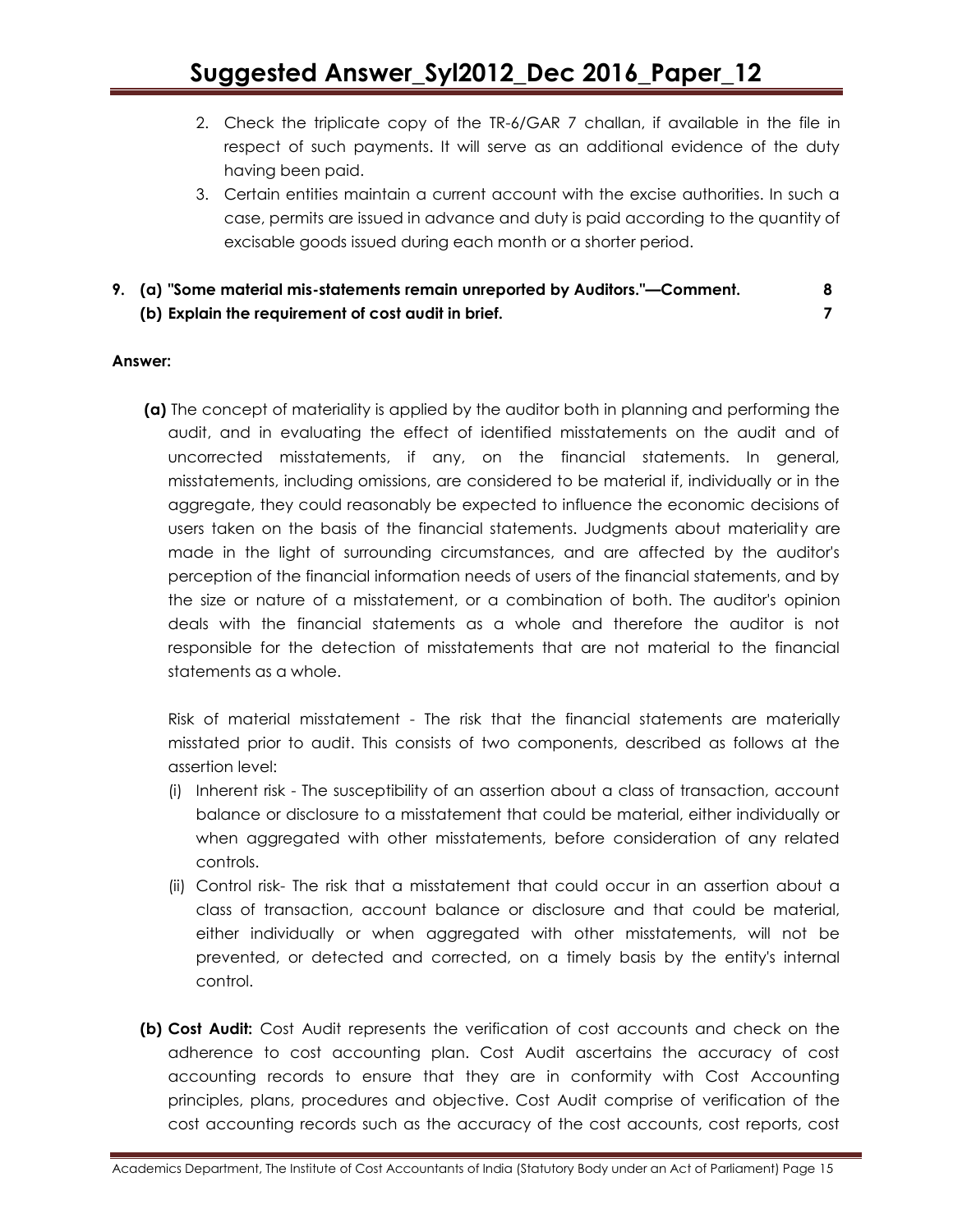2. Check the triplicate copy of the TR-6/GAR 7 challan, if available in the file in respect of such payments. It will serve as an additional evidence of the duty having been paid.
3. Certain entities maintain a current account with the excise authorities. In such a case, permits are issued in advance and duty is paid according to the quantity of excisable goods issued during each month or a shorter period.

**9. (a) "Some material mis-statements remain unreported by Auditors."—Comment. 8**

**(b) Explain the requirement of cost audit in brief. 7**

**Answer:**

**(a)** The concept of materiality is applied by the auditor both in planning and performing the audit, and in evaluating the effect of identified misstatements on the audit and of uncorrected misstatements, if any, on the financial statements. In general, misstatements, including omissions, are considered to be material if, individually or in the aggregate, they could reasonably be expected to influence the economic decisions of users taken on the basis of the financial statements. Judgments about materiality are made in the light of surrounding circumstances, and are affected by the auditor's perception of the financial information needs of users of the financial statements, and by the size or nature of a misstatement, or a combination of both. The auditor's opinion deals with the financial statements as a whole and therefore the auditor is not responsible for the detection of misstatements that are not material to the financial statements as a whole.

Risk of material misstatement - The risk that the financial statements are materially misstated prior to audit. This consists of two components, described as follows at the assertion level:

(i) Inherent risk - The susceptibility of an assertion about a class of transaction, account balance or disclosure to a misstatement that could be material, either individually or when aggregated with other misstatements, before consideration of any related controls.

(ii) Control risk- The risk that a misstatement that could occur in an assertion about a class of transaction, account balance or disclosure and that could be material, either individually or when aggregated with other misstatements, will not be prevented, or detected and corrected, on a timely basis by the entity's internal control.

**(b) Cost Audit:** Cost Audit represents the verification of cost accounts and check on the adherence to cost accounting plan. Cost Audit ascertains the accuracy of cost accounting records to ensure that they are in conformity with Cost Accounting principles, plans, procedures and objective. Cost Audit comprise of verification of the cost accounting records such as the accuracy of the cost accounts, cost reports, cost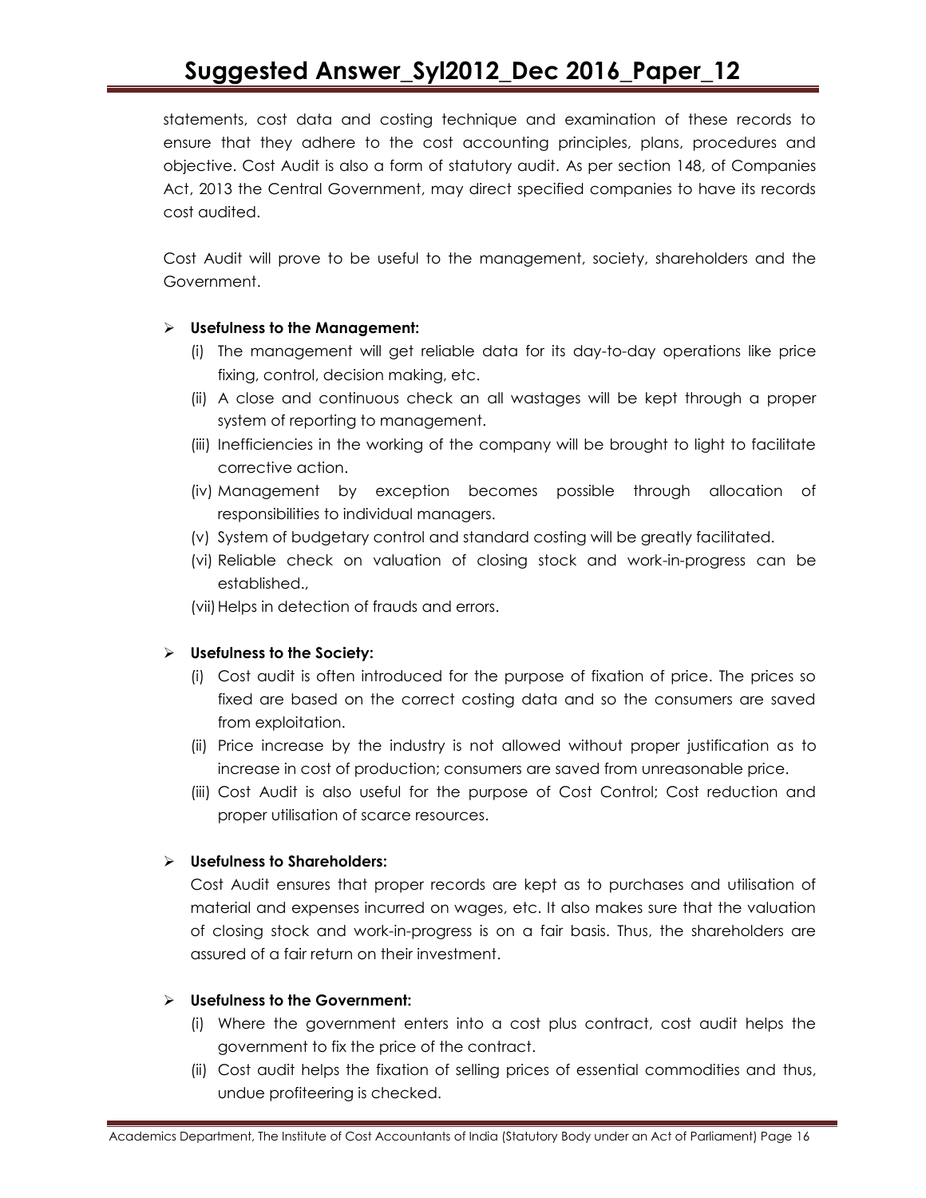statements, cost data and costing technique and examination of these records to ensure that they adhere to the cost accounting principles, plans, procedures and objective. Cost Audit is also a form of statutory audit. As per section 148, of Companies Act, 2013 the Central Government, may direct specified companies to have its records cost audited.

Cost Audit will prove to be useful to the management, society, shareholders and the Government.

- **Usefulness to the Management:**
  - (i) The management will get reliable data for its day-to-day operations like price fixing, control, decision making, etc.
  - (ii) A close and continuous check an all wastages will be kept through a proper system of reporting to management.
  - (iii) Inefficiencies in the working of the company will be brought to light to facilitate corrective action.
  - (iv) Management by exception becomes possible through allocation of responsibilities to individual managers.
  - (v) System of budgetary control and standard costing will be greatly facilitated.
  - (vi) Reliable check on valuation of closing stock and work-in-progress can be established.,
  - (vii) Helps in detection of frauds and errors.

- **Usefulness to the Society:**
  - (i) Cost audit is often introduced for the purpose of fixation of price. The prices so fixed are based on the correct costing data and so the consumers are saved from exploitation.
  - (ii) Price increase by the industry is not allowed without proper justification as to increase in cost of production; consumers are saved from unreasonable price.
  - (iii) Cost Audit is also useful for the purpose of Cost Control; Cost reduction and proper utilisation of scarce resources.

- **Usefulness to Shareholders:**

  Cost Audit ensures that proper records are kept as to purchases and utilisation of material and expenses incurred on wages, etc. It also makes sure that the valuation of closing stock and work-in-progress is on a fair basis. Thus, the shareholders are assured of a fair return on their investment.

- **Usefulness to the Government:**
  - (i) Where the government enters into a cost plus contract, cost audit helps the government to fix the price of the contract.
  - (ii) Cost audit helps the fixation of selling prices of essential commodities and thus, undue profiteering is checked.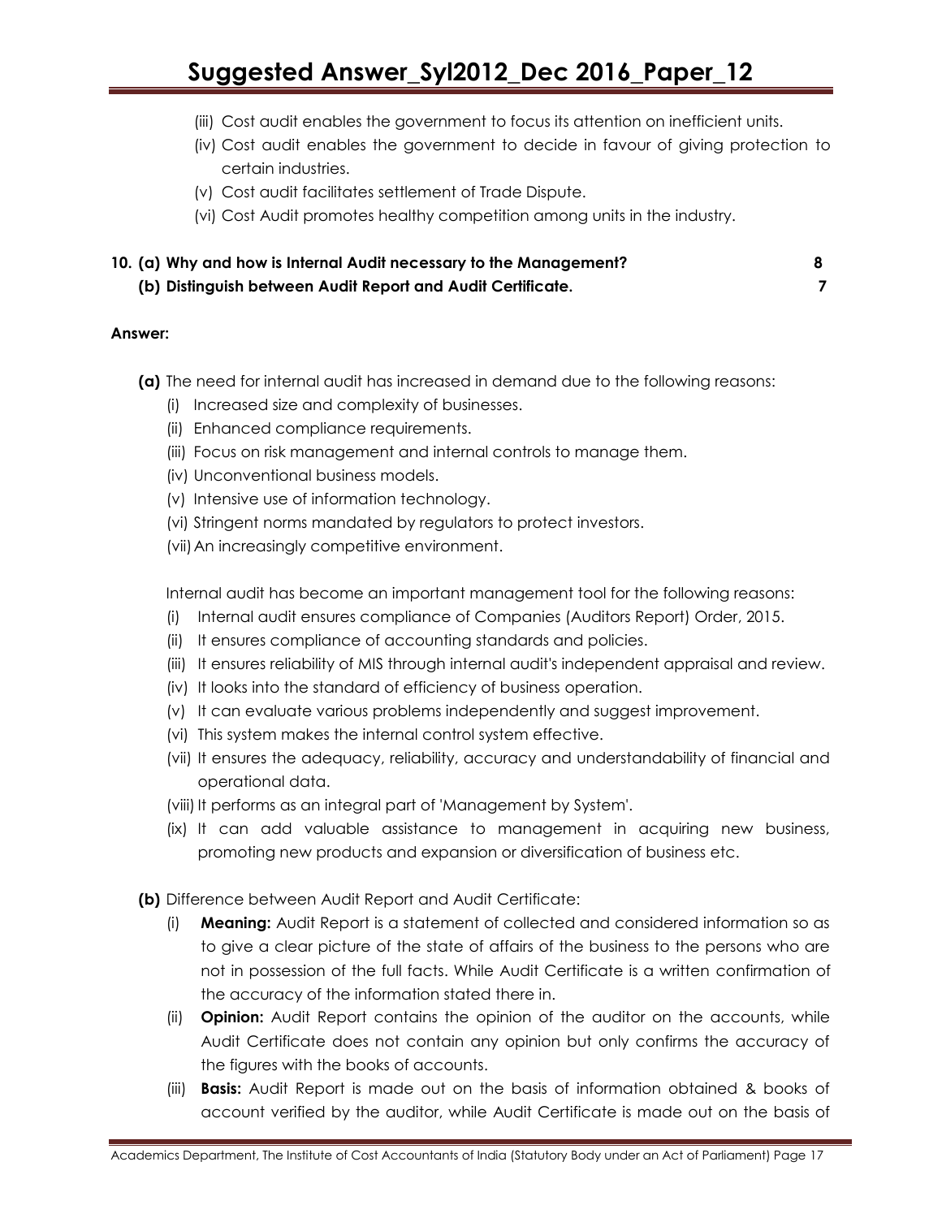(iii) Cost audit enables the government to focus its attention on inefficient units.

(iv) Cost audit enables the government to decide in favour of giving protection to certain industries.

(v) Cost audit facilitates settlement of Trade Dispute.

(vi) Cost Audit promotes healthy competition among units in the industry.

**10. (a) Why and how is Internal Audit necessary to the Management? 8**

**(b) Distinguish between Audit Report and Audit Certificate. 7**

**Answer:**

**(a)** The need for internal audit has increased in demand due to the following reasons:

(i) Increased size and complexity of businesses.

(ii) Enhanced compliance requirements.

(iii) Focus on risk management and internal controls to manage them.

(iv) Unconventional business models.

(v) Intensive use of information technology.

(vi) Stringent norms mandated by regulators to protect investors.

(vii) An increasingly competitive environment.

Internal audit has become an important management tool for the following reasons:

(i) Internal audit ensures compliance of Companies (Auditors Report) Order, 2015.

(ii) It ensures compliance of accounting standards and policies.

(iii) It ensures reliability of MIS through internal audit's independent appraisal and review.

(iv) It looks into the standard of efficiency of business operation.

(v) It can evaluate various problems independently and suggest improvement.

(vi) This system makes the internal control system effective.

(vii) It ensures the adequacy, reliability, accuracy and understandability of financial and operational data.

(viii) It performs as an integral part of 'Management by System'.

(ix) It can add valuable assistance to management in acquiring new business, promoting new products and expansion or diversification of business etc.

**(b)** Difference between Audit Report and Audit Certificate:

(i) **Meaning:** Audit Report is a statement of collected and considered information so as to give a clear picture of the state of affairs of the business to the persons who are not in possession of the full facts. While Audit Certificate is a written confirmation of the accuracy of the information stated there in.

(ii) **Opinion:** Audit Report contains the opinion of the auditor on the accounts, while Audit Certificate does not contain any opinion but only confirms the accuracy of the figures with the books of accounts.

(iii) **Basis:** Audit Report is made out on the basis of information obtained & books of account verified by the auditor, while Audit Certificate is made out on the basis of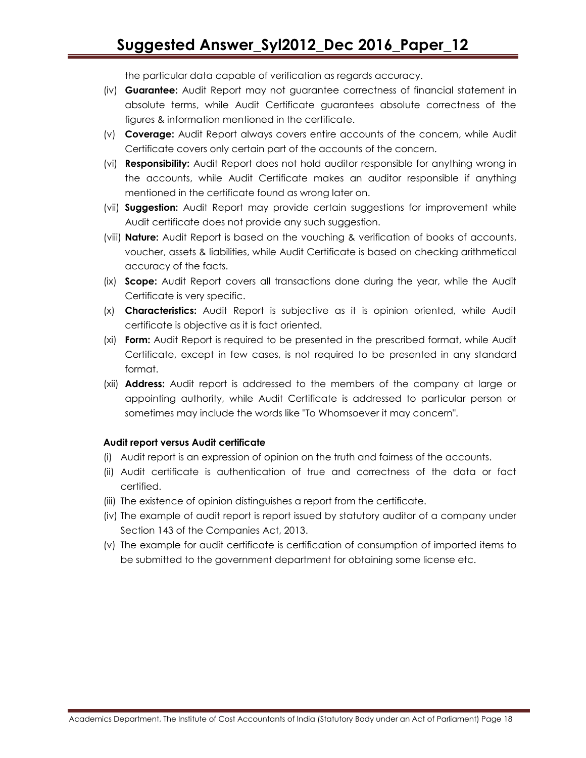the particular data capable of verification as regards accuracy.

(iv) **Guarantee:** Audit Report may not guarantee correctness of financial statement in absolute terms, while Audit Certificate guarantees absolute correctness of the figures & information mentioned in the certificate.

(v) **Coverage:** Audit Report always covers entire accounts of the concern, while Audit Certificate covers only certain part of the accounts of the concern.

(vi) **Responsibility:** Audit Report does not hold auditor responsible for anything wrong in the accounts, while Audit Certificate makes an auditor responsible if anything mentioned in the certificate found as wrong later on.

(vii) **Suggestion:** Audit Report may provide certain suggestions for improvement while Audit certificate does not provide any such suggestion.

(viii) **Nature:** Audit Report is based on the vouching & verification of books of accounts, voucher, assets & liabilities, while Audit Certificate is based on checking arithmetical accuracy of the facts.

(ix) **Scope:** Audit Report covers all transactions done during the year, while the Audit Certificate is very specific.

(x) **Characteristics:** Audit Report is subjective as it is opinion oriented, while Audit certificate is objective as it is fact oriented.

(xi) **Form:** Audit Report is required to be presented in the prescribed format, while Audit Certificate, except in few cases, is not required to be presented in any standard format.

(xii) **Address:** Audit report is addressed to the members of the company at large or appointing authority, while Audit Certificate is addressed to particular person or sometimes may include the words like "To Whomsoever it may concern".

**Audit report versus Audit certificate**

(i) Audit report is an expression of opinion on the truth and fairness of the accounts.

(ii) Audit certificate is authentication of true and correctness of the data or fact certified.

(iii) The existence of opinion distinguishes a report from the certificate.

(iv) The example of audit report is report issued by statutory auditor of a company under Section 143 of the Companies Act, 2013.

(v) The example for audit certificate is certification of consumption of imported items to be submitted to the government department for obtaining some license etc.